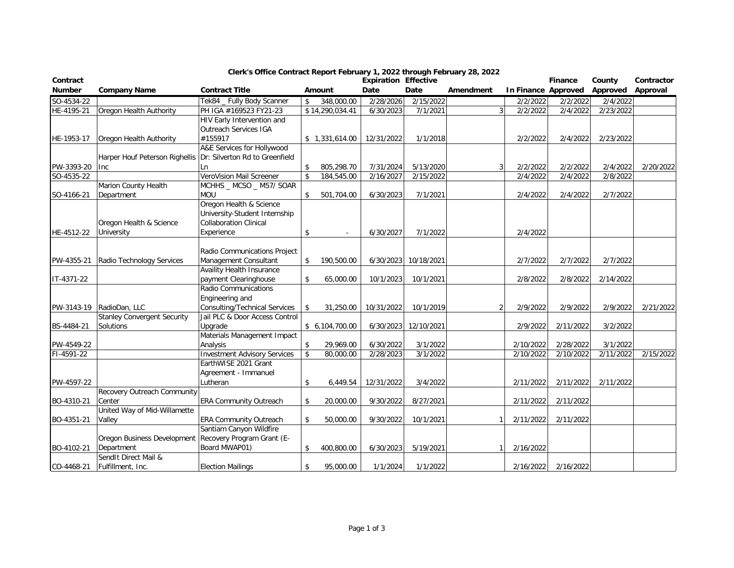# Clerk's Office Contract Report February 1, 2022 through February 28, 2022

| Contract Number | Company Name | Contract Title | Amount | Expiration Date | Effective Date | Amendment | In Finance | Finance Approved | County Approved | Contractor Approval |
|---|---|---|---|---|---|---|---|---|---|---|
| SO-4534-22 | | Tek84 _ Fully Body Scanner | $ 348,000.00 | 2/28/2026 | 2/15/2022 | | 2/2/2022 | 2/2/2022 | 2/4/2022 | |
| HE-4195-21 | Oregon Health Authority | PH IGA #169523 FY21-23 | $ 14,290,034.41 | 6/30/2023 | 7/1/2021 | 3 | 2/2/2022 | 2/4/2022 | 2/23/2022 | |
| HE-1953-17 | Oregon Health Authority | HIV Early Intervention and Outreach Services IGA #155917 | $ 1,331,614.00 | 12/31/2022 | 1/1/2018 | | 2/2/2022 | 2/4/2022 | 2/23/2022 | |
| PW-3393-20 | Harper Houf Peterson Righellis Inc | A&E Services for Hollywood Dr: Silverton Rd to Greenfield Ln | $ 805,298.70 | 7/31/2024 | 5/13/2020 | 3 | 2/2/2022 | 2/2/2022 | 2/4/2022 | 2/20/2022 |
| SO-4535-22 | | VeroVision Mail Screener | $ 184,545.00 | 2/16/2027 | 2/15/2022 | | 2/4/2022 | 2/4/2022 | 2/8/2022 | |
| SO-4166-21 | Marion County Health Department | MCHHS _ MCSO _ M57/ SOAR MOU | $ 501,704.00 | 6/30/2023 | 7/1/2021 | | 2/4/2022 | 2/4/2022 | 2/7/2022 | |
| HE-4512-22 | Oregon Health & Science University | Oregon Health & Science University-Student Internship Collaboration Clinical Experience | $ - | 6/30/2027 | 7/1/2022 | | 2/4/2022 | | | |
| PW-4355-21 | Radio Technology Services | Radio Communications Project Management Consultant | $ 190,500.00 | 6/30/2023 | 10/18/2021 | | 2/7/2022 | 2/7/2022 | 2/7/2022 | |
| IT-4371-22 | | Availity Health Insurance payment Clearinghouse | $ 65,000.00 | 10/1/2023 | 10/1/2021 | | 2/8/2022 | 2/8/2022 | 2/14/2022 | |
| PW-3143-19 | RadioDan, LLC | Radio Communications Engineering and Consulting/Technical Services | $ 31,250.00 | 10/31/2022 | 10/1/2019 | 2 | 2/9/2022 | 2/9/2022 | 2/9/2022 | 2/21/2022 |
| BS-4484-21 | Stanley Convergent Security Solutions | Jail PLC & Door Access Control Upgrade | $ 6,104,700.00 | 6/30/2023 | 12/10/2021 | | 2/9/2022 | 2/11/2022 | 3/2/2022 | |
| PW-4549-22 | | Materials Management Impact Analysis | $ 29,969.00 | 6/30/2022 | 3/1/2022 | | 2/10/2022 | 2/28/2022 | 3/1/2022 | |
| FI-4591-22 | | Investment Advisory Services | $ 80,000.00 | 2/28/2023 | 3/1/2022 | | 2/10/2022 | 2/10/2022 | 2/11/2022 | 2/15/2022 |
| PW-4597-22 | | EarthWISE 2021 Grant Agreement - Immanuel Lutheran | $ 6,449.54 | 12/31/2022 | 3/4/2022 | | 2/11/2022 | 2/11/2022 | 2/11/2022 | |
| BO-4310-21 | Recovery Outreach Community Center | ERA Community Outreach | $ 20,000.00 | 9/30/2022 | 8/27/2021 | | 2/11/2022 | 2/11/2022 | | |
| BO-4351-21 | United Way of Mid-Willamette Valley | ERA Community Outreach | $ 50,000.00 | 9/30/2022 | 10/1/2021 | 1 | 2/11/2022 | 2/11/2022 | | |
| BO-4102-21 | Oregon Business Development Department | Santiam Canyon Wildfire Recovery Program Grant (E-Board MWAP01) | $ 400,800.00 | 6/30/2023 | 5/19/2021 | 1 | 2/16/2022 | | | |
| CO-4468-21 | SendIt Direct Mail & Fulfillment, Inc. | Election Mailings | $ 95,000.00 | 1/1/2024 | 1/1/2022 | | 2/16/2022 | 2/16/2022 | | |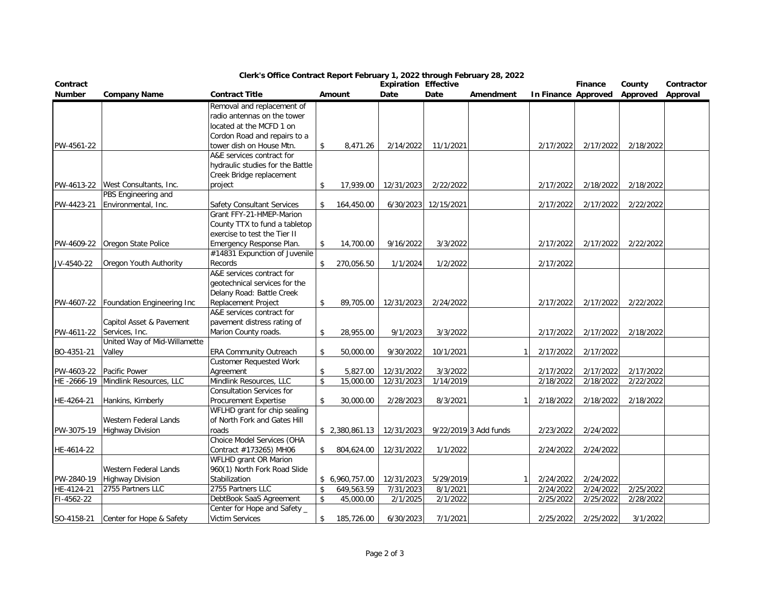# Clerk's Office Contract Report February 1, 2022 through February 28, 2022

| Contract Number | Company Name | Contract Title | Amount | Expiration Date | Effective Date | Amendment | In Finance | Finance Approved | County Approved | Contractor Approval |
|---|---|---|---|---|---|---|---|---|---|---|
| PW-4561-22 | | Removal and replacement of radio antennas on the tower located at the MCFD 1 on Cordon Road and repairs to a tower dish on House Mtn. | $ 8,471.26 | 2/14/2022 | 11/1/2021 | | 2/17/2022 | 2/17/2022 | 2/18/2022 | |
| PW-4613-22 | West Consultants, Inc. | A&E services contract for hydraulic studies for the Battle Creek Bridge replacement project | $ 17,939.00 | 12/31/2023 | 2/22/2022 | | 2/17/2022 | 2/18/2022 | 2/18/2022 | |
| PW-4423-21 | PBS Engineering and Environmental, Inc. | Safety Consultant Services | $ 164,450.00 | 6/30/2023 | 12/15/2021 | | 2/17/2022 | 2/17/2022 | 2/22/2022 | |
| PW-4609-22 | Oregon State Police | Grant FFY-21-HMEP-Marion County TTX to fund a tabletop exercise to test the Tier II Emergency Response Plan. | $ 14,700.00 | 9/16/2022 | 3/3/2022 | | 2/17/2022 | 2/17/2022 | 2/22/2022 | |
| JV-4540-22 | Oregon Youth Authority | #14831 Expunction of Juvenile Records | $ 270,056.50 | 1/1/2024 | 1/2/2022 | | 2/17/2022 | | | |
| PW-4607-22 | Foundation Engineering Inc | A&E services contract for geotechnical services for the Delany Road: Battle Creek Replacement Project | $ 89,705.00 | 12/31/2023 | 2/24/2022 | | 2/17/2022 | 2/17/2022 | 2/22/2022 | |
| PW-4611-22 | Capitol Asset & Pavement Services, Inc. | A&E services contract for pavement distress rating of Marion County roads. | $ 28,955.00 | 9/1/2023 | 3/3/2022 | | 2/17/2022 | 2/17/2022 | 2/18/2022 | |
| BO-4351-21 | United Way of Mid-Willamette Valley | ERA Community Outreach | $ 50,000.00 | 9/30/2022 | 10/1/2021 | 1 | 2/17/2022 | 2/17/2022 | | |
| PW-4603-22 | Pacific Power | Customer Requested Work Agreement | $ 5,827.00 | 12/31/2022 | 3/3/2022 | | 2/17/2022 | 2/17/2022 | 2/17/2022 | |
| HE -2666-19 | Mindlink Resources, LLC | Mindlink Resources, LLC | $ 15,000.00 | 12/31/2023 | 1/14/2019 | | 2/18/2022 | 2/18/2022 | 2/22/2022 | |
| HE-4264-21 | Hankins, Kimberly | Consultation Services for Procurement Expertise | $ 30,000.00 | 2/28/2023 | 8/3/2021 | 1 | 2/18/2022 | 2/18/2022 | 2/18/2022 | |
| PW-3075-19 | Western Federal Lands Highway Division | WFLHD grant for chip sealing of North Fork and Gates Hill roads | $ 2,380,861.13 | 12/31/2023 | 9/22/2019 | 3 Add funds | 2/23/2022 | 2/24/2022 | | |
| HE-4614-22 | | Choice Model Services (OHA Contract #173265) MH06 | $ 804,624.00 | 12/31/2022 | 1/1/2022 | | 2/24/2022 | 2/24/2022 | | |
| PW-2840-19 | Western Federal Lands Highway Division | WFLHD grant OR Marion 960(1) North Fork Road Slide Stabilization | $ 6,960,757.00 | 12/31/2023 | 5/29/2019 | 1 | 2/24/2022 | 2/24/2022 | | |
| HE-4124-21 | 2755 Partners LLC | 2755 Partners LLC | $ 649,563.59 | 7/31/2023 | 8/1/2021 | | 2/24/2022 | 2/24/2022 | 2/25/2022 | |
| FI-4562-22 | | DebtBook SaaS Agreement | $ 45,000.00 | 2/1/2025 | 2/1/2022 | | 2/25/2022 | 2/25/2022 | 2/28/2022 | |
| SO-4158-21 | Center for Hope & Safety | Center for Hope and Safety _ Victim Services | $ 185,726.00 | 6/30/2023 | 7/1/2021 | | 2/25/2022 | 2/25/2022 | 3/1/2022 | |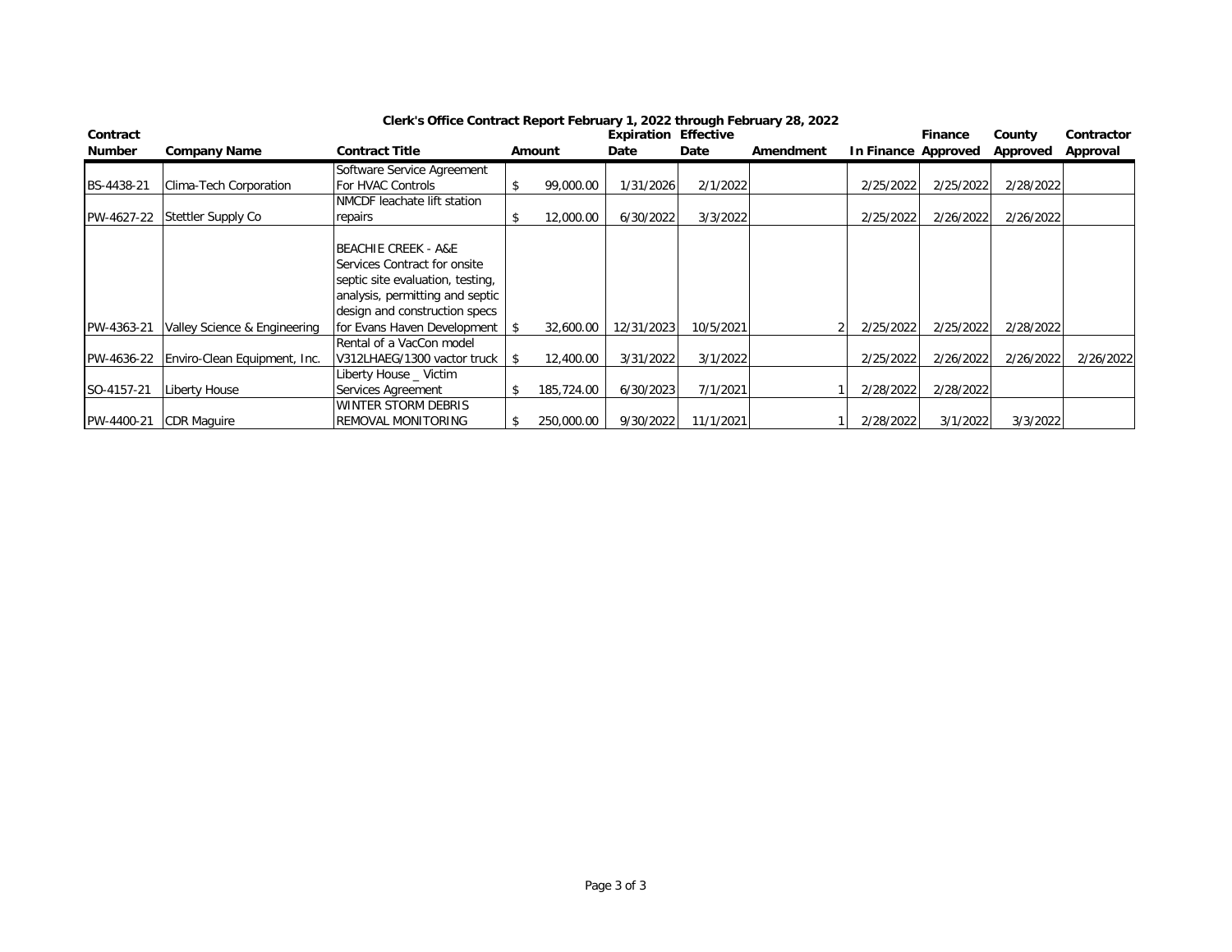**Clerk's Office Contract Report February 1, 2022 through February 28, 2022**

| Contract Number | Company Name | Contract Title | Amount | Expiration Date | Effective Date | Amendment | In Finance | Finance Approved | County Approved | Contractor Approval |
|---|---|---|---|---|---|---|---|---|---|---|
| BS-4438-21 | Clima-Tech Corporation | Software Service Agreement For HVAC Controls | $ 99,000.00 | 1/31/2026 | 2/1/2022 | | 2/25/2022 | 2/25/2022 | 2/28/2022 | |
| PW-4627-22 | Stettler Supply Co | NMCDF leachate lift station repairs | $ 12,000.00 | 6/30/2022 | 3/3/2022 | | 2/25/2022 | 2/26/2022 | 2/26/2022 | |
| PW-4363-21 | Valley Science & Engineering | BEACHIE CREEK - A&E Services Contract for onsite septic site evaluation, testing, analysis, permitting and septic design and construction specs for Evans Haven Development | $ 32,600.00 | 12/31/2023 | 10/5/2021 | 2 | 2/25/2022 | 2/25/2022 | 2/28/2022 | |
| PW-4636-22 | Enviro-Clean Equipment, Inc. | Rental of a VacCon model V312LHAEG/1300 vactor truck | $ 12,400.00 | 3/31/2022 | 3/1/2022 | | 2/25/2022 | 2/26/2022 | 2/26/2022 | 2/26/2022 |
| SO-4157-21 | Liberty House | Liberty House _ Victim Services Agreement | $ 185,724.00 | 6/30/2023 | 7/1/2021 | 1 | 2/28/2022 | 2/28/2022 | | |
| PW-4400-21 | CDR Maguire | WINTER STORM DEBRIS REMOVAL MONITORING | $ 250,000.00 | 9/30/2022 | 11/1/2021 | 1 | 2/28/2022 | 3/1/2022 | 3/3/2022 | |